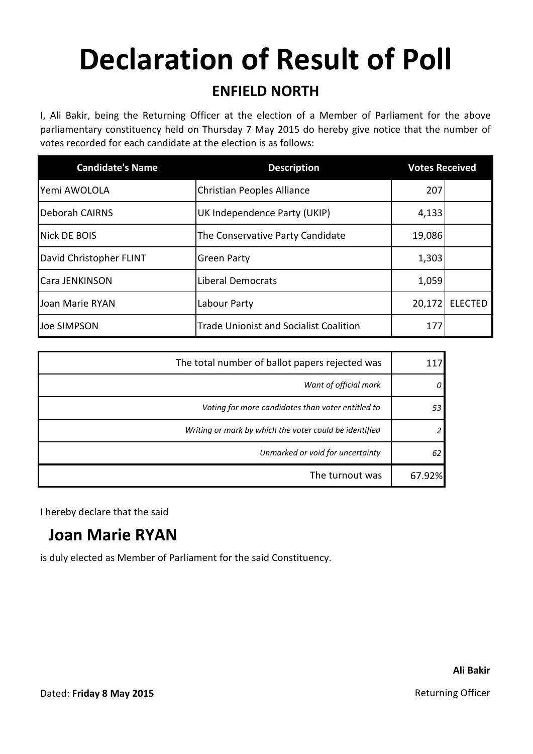# Declaration of Result of Poll

## ENFIELD NORTH

I, Ali Bakir, being the Returning Officer at the election of a Member of Parliament for the above parliamentary constituency held on Thursday 7 May 2015 do hereby give notice that the number of votes recorded for each candidate at the election is as follows:

| Candidate's Name | Description | Votes Received | |
|---|---|---|---|
| Yemi AWOLOLA | Christian Peoples Alliance | 207 | |
| Deborah CAIRNS | UK Independence Party (UKIP) | 4,133 | |
| Nick DE BOIS | The Conservative Party Candidate | 19,086 | |
| David Christopher FLINT | Green Party | 1,303 | |
| Cara JENKINSON | Liberal Democrats | 1,059 | |
| Joan Marie RYAN | Labour Party | 20,172 | ELECTED |
| Joe SIMPSON | Trade Unionist and Socialist Coalition | 177 | |

| | |
|---|---|
| The total number of ballot papers rejected was | 117 |
| *Want of official mark* | *0* |
| *Voting for more candidates than voter entitled to* | *53* |
| *Writing or mark by which the voter could be identified* | *2* |
| *Unmarked or void for uncertainty* | *62* |
| The turnout was | 67.92% |

I hereby declare that the said

## Joan Marie RYAN

is duly elected as Member of Parliament for the said Constituency.

**Ali Bakir**

Returning Officer

Dated: **Friday 8 May 2015**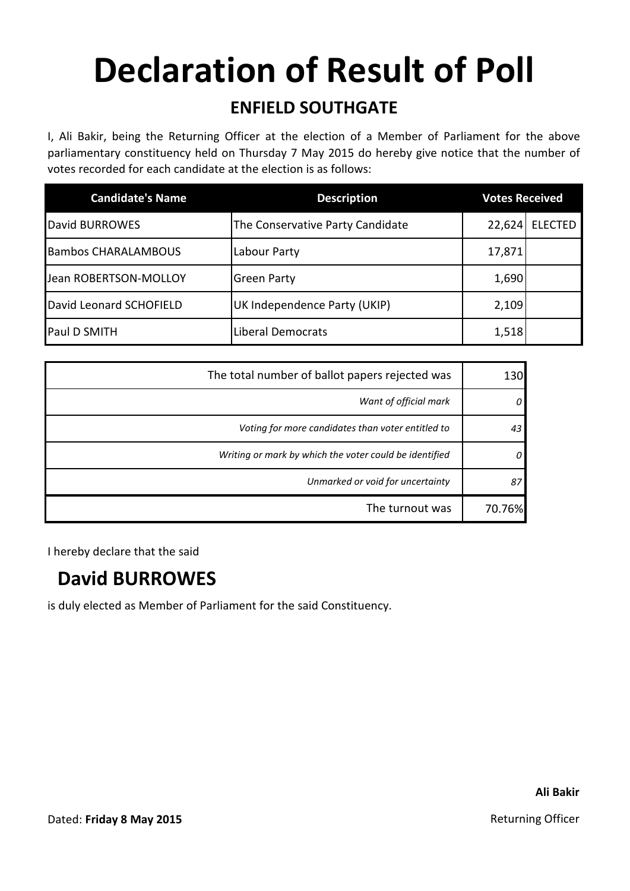# Declaration of Result of Poll

## ENFIELD SOUTHGATE

I, Ali Bakir, being the Returning Officer at the election of a Member of Parliament for the above parliamentary constituency held on Thursday 7 May 2015 do hereby give notice that the number of votes recorded for each candidate at the election is as follows:

| Candidate's Name | Description | Votes Received | |
|---|---|---|---|
| David BURROWES | The Conservative Party Candidate | 22,624 | ELECTED |
| Bambos CHARALAMBOUS | Labour Party | 17,871 | |
| Jean ROBERTSON-MOLLOY | Green Party | 1,690 | |
| David Leonard SCHOFIELD | UK Independence Party (UKIP) | 2,109 | |
| Paul D SMITH | Liberal Democrats | 1,518 | |

| | |
|---|---|
| The total number of ballot papers rejected was | 130 |
| *Want of official mark* | *0* |
| *Voting for more candidates than voter entitled to* | *43* |
| *Writing or mark by which the voter could be identified* | *0* |
| *Unmarked or void for uncertainty* | *87* |
| The turnout was | 70.76% |

I hereby declare that the said

## David BURROWES

is duly elected as Member of Parliament for the said Constituency.

**Ali Bakir**

Dated: **Friday 8 May 2015**

Returning Officer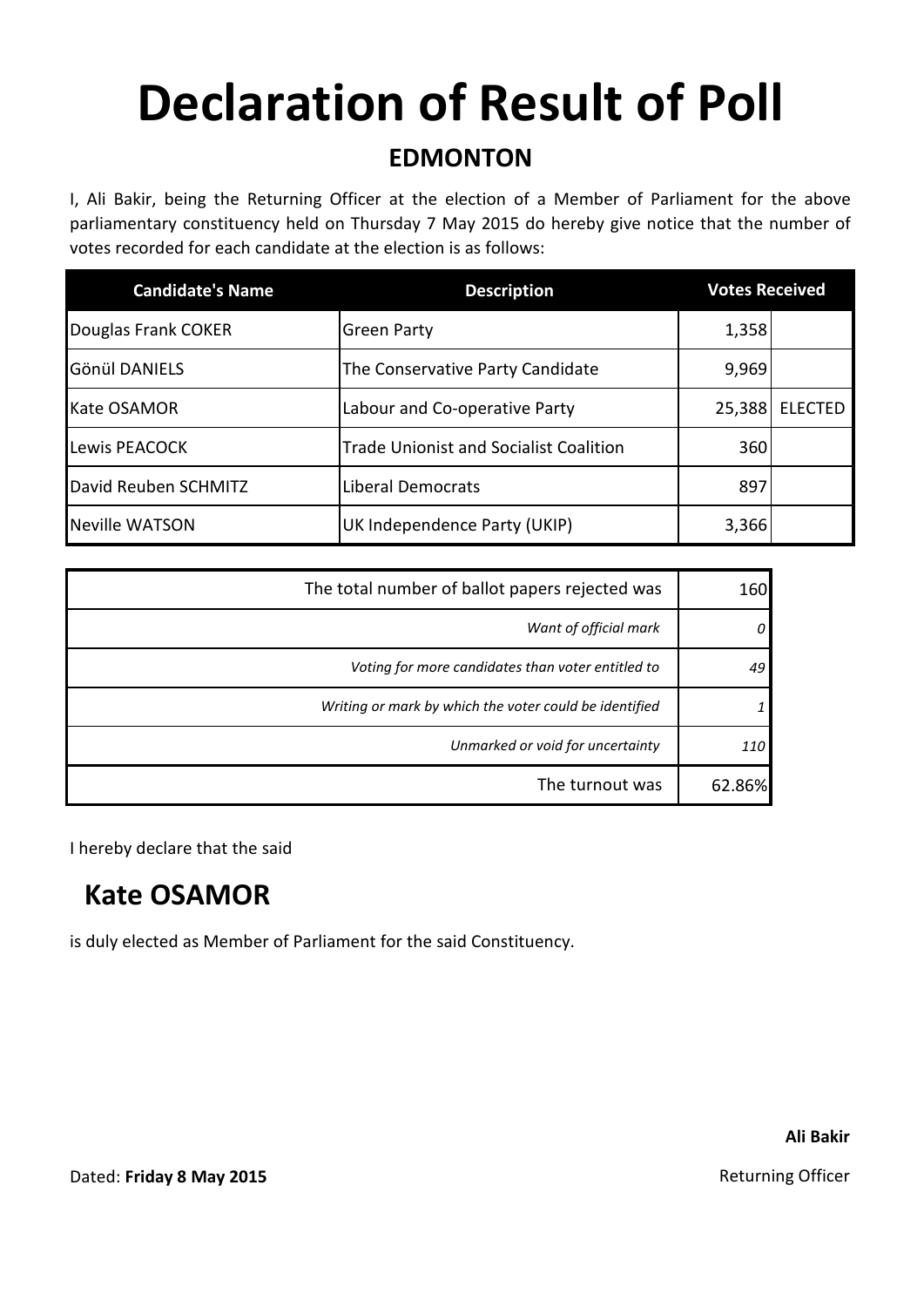# Declaration of Result of Poll

## EDMONTON

I, Ali Bakir, being the Returning Officer at the election of a Member of Parliament for the above parliamentary constituency held on Thursday 7 May 2015 do hereby give notice that the number of votes recorded for each candidate at the election is as follows:

| Candidate's Name | Description | Votes Received | |
|---|---|---|---|
| Douglas Frank COKER | Green Party | 1,358 | |
| Gönül DANIELS | The Conservative Party Candidate | 9,969 | |
| Kate OSAMOR | Labour and Co-operative Party | 25,388 | ELECTED |
| Lewis PEACOCK | Trade Unionist and Socialist Coalition | 360 | |
| David Reuben SCHMITZ | Liberal Democrats | 897 | |
| Neville WATSON | UK Independence Party (UKIP) | 3,366 | |

| | |
|---|---|
| The total number of ballot papers rejected was | 160 |
| *Want of official mark* | *0* |
| *Voting for more candidates than voter entitled to* | *49* |
| *Writing or mark by which the voter could be identified* | *1* |
| *Unmarked or void for uncertainty* | *110* |
| The turnout was | 62.86% |

I hereby declare that the said

## Kate OSAMOR

is duly elected as Member of Parliament for the said Constituency.

**Ali Bakir**

Dated: **Friday 8 May 2015**

Returning Officer